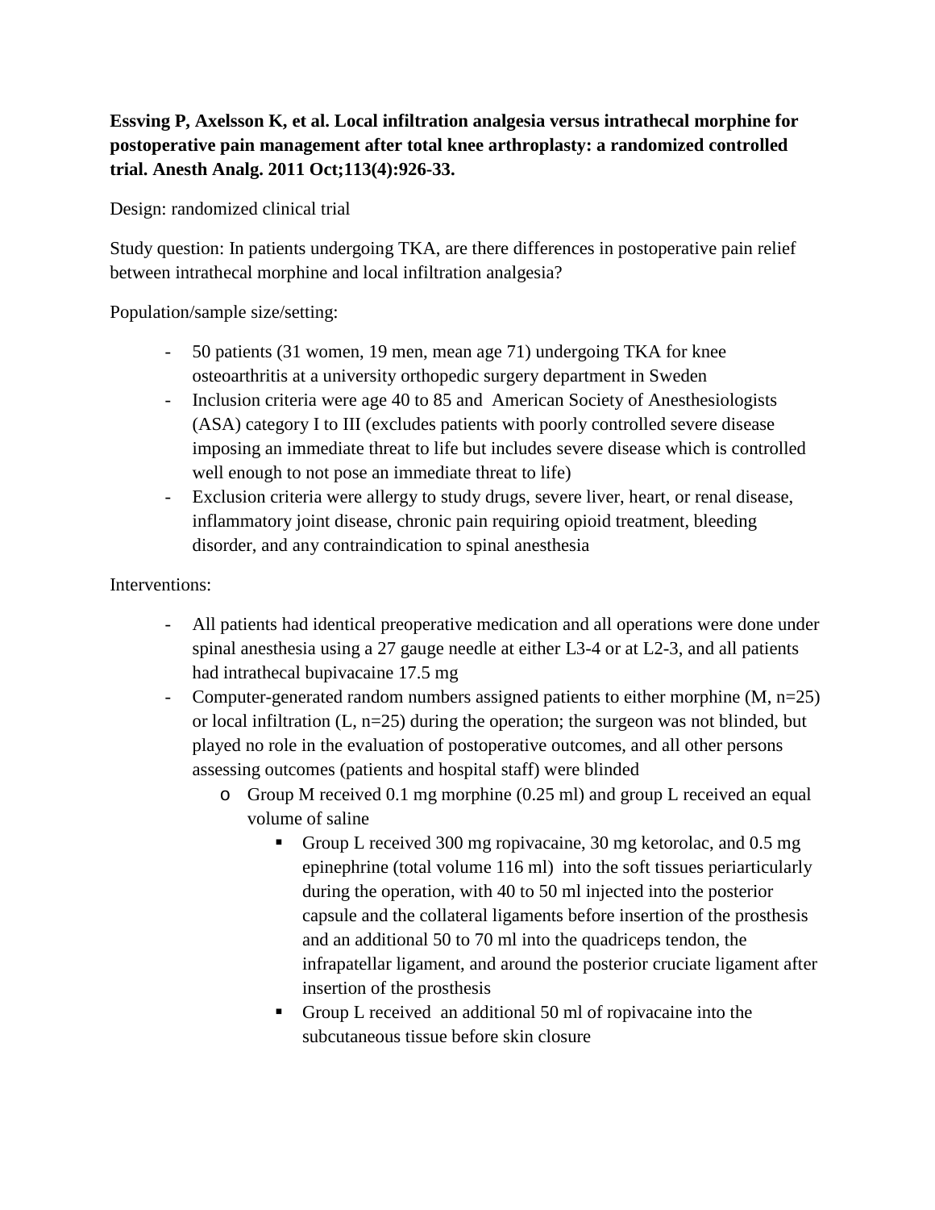**Essving P, Axelsson K, et al. Local infiltration analgesia versus intrathecal morphine for postoperative pain management after total knee arthroplasty: a randomized controlled trial. Anesth Analg. 2011 Oct;113(4):926-33.**

Design: randomized clinical trial

Study question: In patients undergoing TKA, are there differences in postoperative pain relief between intrathecal morphine and local infiltration analgesia?

Population/sample size/setting:

- 50 patients (31 women, 19 men, mean age 71) undergoing TKA for knee osteoarthritis at a university orthopedic surgery department in Sweden
- Inclusion criteria were age 40 to 85 and American Society of Anesthesiologists (ASA) category I to III (excludes patients with poorly controlled severe disease imposing an immediate threat to life but includes severe disease which is controlled well enough to not pose an immediate threat to life)
- Exclusion criteria were allergy to study drugs, severe liver, heart, or renal disease, inflammatory joint disease, chronic pain requiring opioid treatment, bleeding disorder, and any contraindication to spinal anesthesia

Interventions:

- All patients had identical preoperative medication and all operations were done under spinal anesthesia using a 27 gauge needle at either L3-4 or at L2-3, and all patients had intrathecal bupivacaine 17.5 mg
- Computer-generated random numbers assigned patients to either morphine (M, n=25) or local infiltration (L, n=25) during the operation; the surgeon was not blinded, but played no role in the evaluation of postoperative outcomes, and all other persons assessing outcomes (patients and hospital staff) were blinded
    - Group M received 0.1 mg morphine (0.25 ml) and group L received an equal volume of saline
        - Group L received 300 mg ropivacaine, 30 mg ketorolac, and 0.5 mg epinephrine (total volume 116 ml) into the soft tissues periarticularly during the operation, with 40 to 50 ml injected into the posterior capsule and the collateral ligaments before insertion of the prosthesis and an additional 50 to 70 ml into the quadriceps tendon, the infrapatellar ligament, and around the posterior cruciate ligament after insertion of the prosthesis
        - Group L received an additional 50 ml of ropivacaine into the subcutaneous tissue before skin closure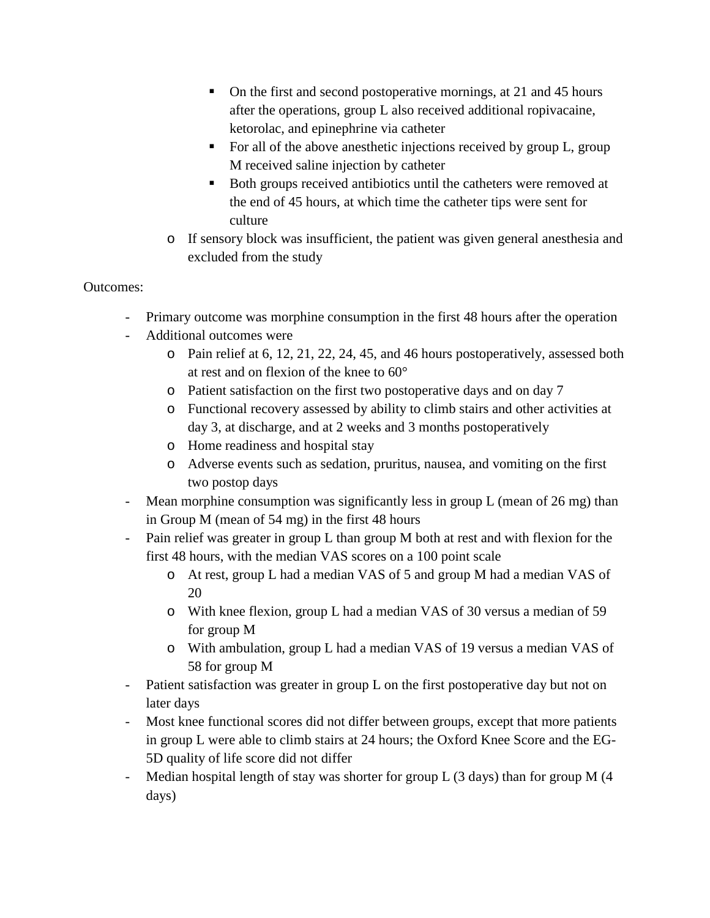- On the first and second postoperative mornings, at 21 and 45 hours after the operations, group L also received additional ropivacaine, ketorolac, and epinephrine via catheter
      - For all of the above anesthetic injections received by group L, group M received saline injection by catheter
      - Both groups received antibiotics until the catheters were removed at the end of 45 hours, at which time the catheter tips were sent for culture
    - If sensory block was insufficient, the patient was given general anesthesia and excluded from the study

Outcomes:

- Primary outcome was morphine consumption in the first 48 hours after the operation
- Additional outcomes were
  - Pain relief at 6, 12, 21, 22, 24, 45, and 46 hours postoperatively, assessed both at rest and on flexion of the knee to 60°
  - Patient satisfaction on the first two postoperative days and on day 7
  - Functional recovery assessed by ability to climb stairs and other activities at day 3, at discharge, and at 2 weeks and 3 months postoperatively
  - Home readiness and hospital stay
  - Adverse events such as sedation, pruritus, nausea, and vomiting on the first two postop days
- Mean morphine consumption was significantly less in group L (mean of 26 mg) than in Group M (mean of 54 mg) in the first 48 hours
- Pain relief was greater in group L than group M both at rest and with flexion for the first 48 hours, with the median VAS scores on a 100 point scale
  - At rest, group L had a median VAS of 5 and group M had a median VAS of 20
  - With knee flexion, group L had a median VAS of 30 versus a median of 59 for group M
  - With ambulation, group L had a median VAS of 19 versus a median VAS of 58 for group M
- Patient satisfaction was greater in group L on the first postoperative day but not on later days
- Most knee functional scores did not differ between groups, except that more patients in group L were able to climb stairs at 24 hours; the Oxford Knee Score and the EG-5D quality of life score did not differ
- Median hospital length of stay was shorter for group L (3 days) than for group M (4 days)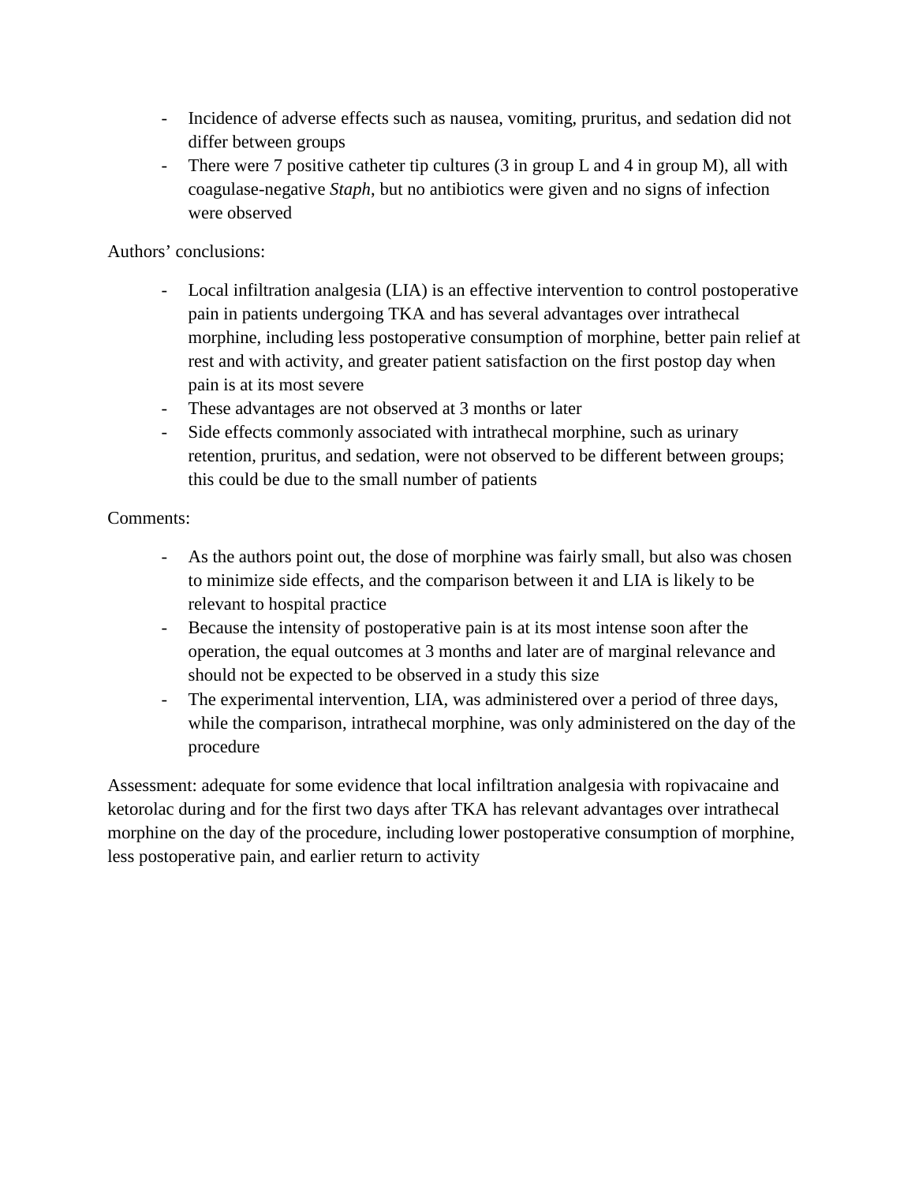- Incidence of adverse effects such as nausea, vomiting, pruritus, and sedation did not differ between groups
- There were 7 positive catheter tip cultures (3 in group L and 4 in group M), all with coagulase-negative *Staph*, but no antibiotics were given and no signs of infection were observed

Authors' conclusions:

- Local infiltration analgesia (LIA) is an effective intervention to control postoperative pain in patients undergoing TKA and has several advantages over intrathecal morphine, including less postoperative consumption of morphine, better pain relief at rest and with activity, and greater patient satisfaction on the first postop day when pain is at its most severe
- These advantages are not observed at 3 months or later
- Side effects commonly associated with intrathecal morphine, such as urinary retention, pruritus, and sedation, were not observed to be different between groups; this could be due to the small number of patients

Comments:

- As the authors point out, the dose of morphine was fairly small, but also was chosen to minimize side effects, and the comparison between it and LIA is likely to be relevant to hospital practice
- Because the intensity of postoperative pain is at its most intense soon after the operation, the equal outcomes at 3 months and later are of marginal relevance and should not be expected to be observed in a study this size
- The experimental intervention, LIA, was administered over a period of three days, while the comparison, intrathecal morphine, was only administered on the day of the procedure

Assessment: adequate for some evidence that local infiltration analgesia with ropivacaine and ketorolac during and for the first two days after TKA has relevant advantages over intrathecal morphine on the day of the procedure, including lower postoperative consumption of morphine, less postoperative pain, and earlier return to activity